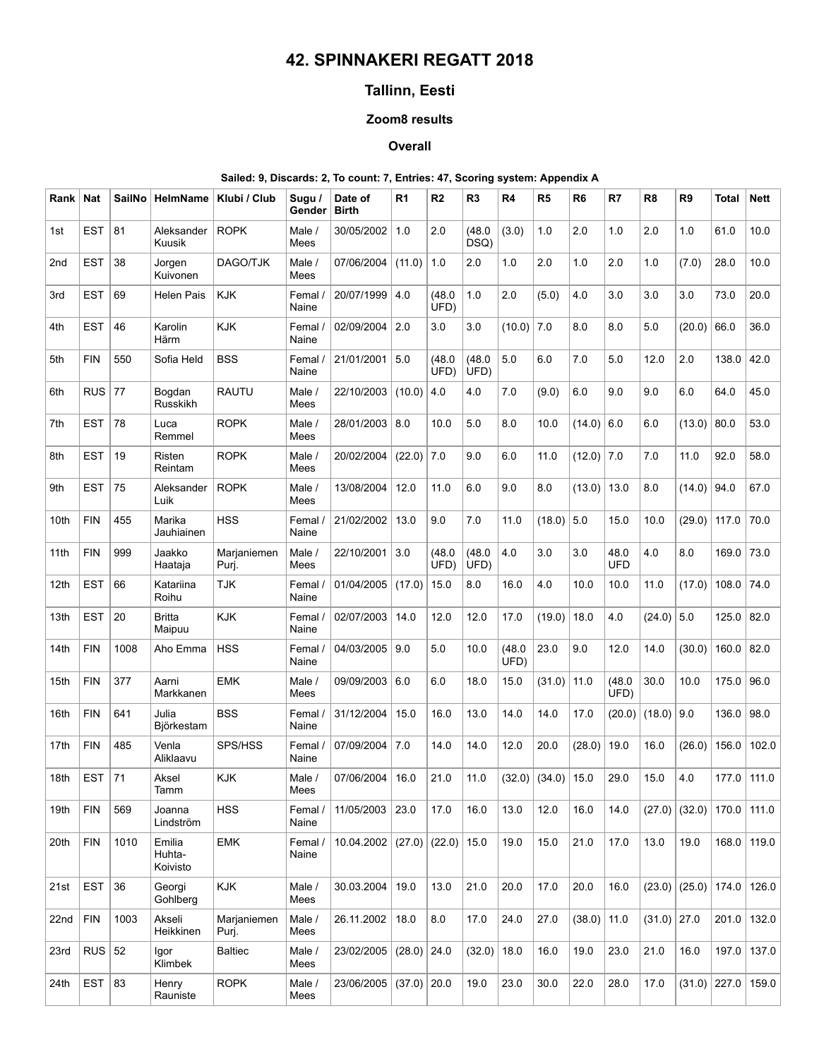# 42. SPINNAKERI REGATT 2018

## Tallinn, Eesti

### Zoom8 results

#### Overall

**Sailed: 9, Discards: 2, To count: 7, Entries: 47, Scoring system: Appendix A**

| Rank | Nat | SailNo | HelmName | Klubi / Club | Sugu / Gender | Date of Birth | R1 | R2 | R3 | R4 | R5 | R6 | R7 | R8 | R9 | Total | Nett |
|---|---|---|---|---|---|---|---|---|---|---|---|---|---|---|---|---|---|
| 1st | EST | 81 | Aleksander Kuusik | ROPK | Male / Mees | 30/05/2002 | 1.0 | 2.0 | (48.0 DSQ) | (3.0) | 1.0 | 2.0 | 1.0 | 2.0 | 1.0 | 61.0 | 10.0 |
| 2nd | EST | 38 | Jorgen Kuivonen | DAGO/TJK | Male / Mees | 07/06/2004 | (11.0) | 1.0 | 2.0 | 1.0 | 2.0 | 1.0 | 2.0 | 1.0 | (7.0) | 28.0 | 10.0 |
| 3rd | EST | 69 | Helen Pais | KJK | Femal / Naine | 20/07/1999 | 4.0 | (48.0 UFD) | 1.0 | 2.0 | (5.0) | 4.0 | 3.0 | 3.0 | 3.0 | 73.0 | 20.0 |
| 4th | EST | 46 | Karolin Härm | KJK | Femal / Naine | 02/09/2004 | 2.0 | 3.0 | 3.0 | (10.0) | 7.0 | 8.0 | 8.0 | 5.0 | (20.0) | 66.0 | 36.0 |
| 5th | FIN | 550 | Sofia Held | BSS | Femal / Naine | 21/01/2001 | 5.0 | (48.0 UFD) | (48.0 UFD) | 5.0 | 6.0 | 7.0 | 5.0 | 12.0 | 2.0 | 138.0 | 42.0 |
| 6th | RUS | 77 | Bogdan Russkikh | RAUTU | Male / Mees | 22/10/2003 | (10.0) | 4.0 | 4.0 | 7.0 | (9.0) | 6.0 | 9.0 | 9.0 | 6.0 | 64.0 | 45.0 |
| 7th | EST | 78 | Luca Remmel | ROPK | Male / Mees | 28/01/2003 | 8.0 | 10.0 | 5.0 | 8.0 | 10.0 | (14.0) | 6.0 | 6.0 | (13.0) | 80.0 | 53.0 |
| 8th | EST | 19 | Risten Reintam | ROPK | Male / Mees | 20/02/2004 | (22.0) | 7.0 | 9.0 | 6.0 | 11.0 | (12.0) | 7.0 | 7.0 | 11.0 | 92.0 | 58.0 |
| 9th | EST | 75 | Aleksander Luik | ROPK | Male / Mees | 13/08/2004 | 12.0 | 11.0 | 6.0 | 9.0 | 8.0 | (13.0) | 13.0 | 8.0 | (14.0) | 94.0 | 67.0 |
| 10th | FIN | 455 | Marika Jauhiainen | HSS | Femal / Naine | 21/02/2002 | 13.0 | 9.0 | 7.0 | 11.0 | (18.0) | 5.0 | 15.0 | 10.0 | (29.0) | 117.0 | 70.0 |
| 11th | FIN | 999 | Jaakko Haataja | Marjaniemen Purj. | Male / Mees | 22/10/2001 | 3.0 | (48.0 UFD) | (48.0 UFD) | 4.0 | 3.0 | 3.0 | 48.0 UFD | 4.0 | 8.0 | 169.0 | 73.0 |
| 12th | EST | 66 | Katariina Roihu | TJK | Femal / Naine | 01/04/2005 | (17.0) | 15.0 | 8.0 | 16.0 | 4.0 | 10.0 | 10.0 | 11.0 | (17.0) | 108.0 | 74.0 |
| 13th | EST | 20 | Britta Maipuu | KJK | Femal / Naine | 02/07/2003 | 14.0 | 12.0 | 12.0 | 17.0 | (19.0) | 18.0 | 4.0 | (24.0) | 5.0 | 125.0 | 82.0 |
| 14th | FIN | 1008 | Aho Emma | HSS | Femal / Naine | 04/03/2005 | 9.0 | 5.0 | 10.0 | (48.0 UFD) | 23.0 | 9.0 | 12.0 | 14.0 | (30.0) | 160.0 | 82.0 |
| 15th | FIN | 377 | Aarni Markkanen | EMK | Male / Mees | 09/09/2003 | 6.0 | 6.0 | 18.0 | 15.0 | (31.0) | 11.0 | (48.0 UFD) | 30.0 | 10.0 | 175.0 | 96.0 |
| 16th | FIN | 641 | Julia Björkestam | BSS | Femal / Naine | 31/12/2004 | 15.0 | 16.0 | 13.0 | 14.0 | 14.0 | 17.0 | (20.0) | (18.0) | 9.0 | 136.0 | 98.0 |
| 17th | FIN | 485 | Venla Aliklaavu | SPS/HSS | Femal / Naine | 07/09/2004 | 7.0 | 14.0 | 14.0 | 12.0 | 20.0 | (28.0) | 19.0 | 16.0 | (26.0) | 156.0 | 102.0 |
| 18th | EST | 71 | Aksel Tamm | KJK | Male / Mees | 07/06/2004 | 16.0 | 21.0 | 11.0 | (32.0) | (34.0) | 15.0 | 29.0 | 15.0 | 4.0 | 177.0 | 111.0 |
| 19th | FIN | 569 | Joanna Lindström | HSS | Femal / Naine | 11/05/2003 | 23.0 | 17.0 | 16.0 | 13.0 | 12.0 | 16.0 | 14.0 | (27.0) | (32.0) | 170.0 | 111.0 |
| 20th | FIN | 1010 | Emilia Huhta-Koivisto | EMK | Femal / Naine | 10.04.2002 | (27.0) | (22.0) | 15.0 | 19.0 | 15.0 | 21.0 | 17.0 | 13.0 | 19.0 | 168.0 | 119.0 |
| 21st | EST | 36 | Georgi Gohlberg | KJK | Male / Mees | 30.03.2004 | 19.0 | 13.0 | 21.0 | 20.0 | 17.0 | 20.0 | 16.0 | (23.0) | (25.0) | 174.0 | 126.0 |
| 22nd | FIN | 1003 | Akseli Heikkinen | Marjaniemen Purj. | Male / Mees | 26.11.2002 | 18.0 | 8.0 | 17.0 | 24.0 | 27.0 | (38.0) | 11.0 | (31.0) | 27.0 | 201.0 | 132.0 |
| 23rd | RUS | 52 | Igor Klimbek | Baltiec | Male / Mees | 23/02/2005 | (28.0) | 24.0 | (32.0) | 18.0 | 16.0 | 19.0 | 23.0 | 21.0 | 16.0 | 197.0 | 137.0 |
| 24th | EST | 83 | Henry Rauniste | ROPK | Male / Mees | 23/06/2005 | (37.0) | 20.0 | 19.0 | 23.0 | 30.0 | 22.0 | 28.0 | 17.0 | (31.0) | 227.0 | 159.0 |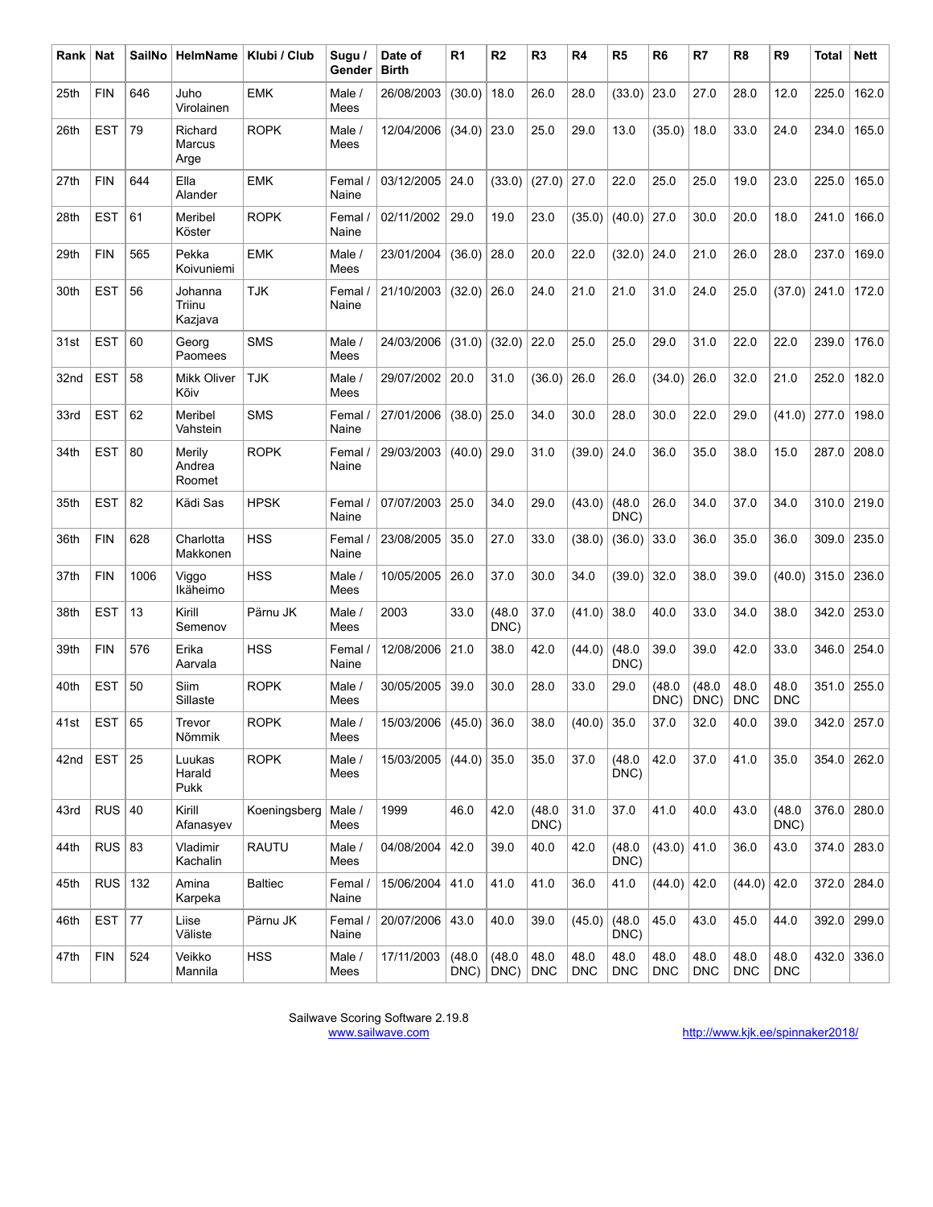| Rank | Nat | SailNo | HelmName | Klubi / Club | Sugu / Gender | Date of Birth | R1 | R2 | R3 | R4 | R5 | R6 | R7 | R8 | R9 | Total | Nett |
|---|---|---|---|---|---|---|---|---|---|---|---|---|---|---|---|---|---|
| 25th | FIN | 646 | Juho Virolainen | EMK | Male / Mees | 26/08/2003 | (30.0) | 18.0 | 26.0 | 28.0 | (33.0) | 23.0 | 27.0 | 28.0 | 12.0 | 225.0 | 162.0 |
| 26th | EST | 79 | Richard Marcus Arge | ROPK | Male / Mees | 12/04/2006 | (34.0) | 23.0 | 25.0 | 29.0 | 13.0 | (35.0) | 18.0 | 33.0 | 24.0 | 234.0 | 165.0 |
| 27th | FIN | 644 | Ella Alander | EMK | Femal / Naine | 03/12/2005 | 24.0 | (33.0) | (27.0) | 27.0 | 22.0 | 25.0 | 25.0 | 19.0 | 23.0 | 225.0 | 165.0 |
| 28th | EST | 61 | Meribel Köster | ROPK | Femal / Naine | 02/11/2002 | 29.0 | 19.0 | 23.0 | (35.0) | (40.0) | 27.0 | 30.0 | 20.0 | 18.0 | 241.0 | 166.0 |
| 29th | FIN | 565 | Pekka Koivuniemi | EMK | Male / Mees | 23/01/2004 | (36.0) | 28.0 | 20.0 | 22.0 | (32.0) | 24.0 | 21.0 | 26.0 | 28.0 | 237.0 | 169.0 |
| 30th | EST | 56 | Johanna Triinu Kazjava | TJK | Femal / Naine | 21/10/2003 | (32.0) | 26.0 | 24.0 | 21.0 | 21.0 | 31.0 | 24.0 | 25.0 | (37.0) | 241.0 | 172.0 |
| 31st | EST | 60 | Georg Paomees | SMS | Male / Mees | 24/03/2006 | (31.0) | (32.0) | 22.0 | 25.0 | 25.0 | 29.0 | 31.0 | 22.0 | 22.0 | 239.0 | 176.0 |
| 32nd | EST | 58 | Mikk Oliver Kõiv | TJK | Male / Mees | 29/07/2002 | 20.0 | 31.0 | (36.0) | 26.0 | 26.0 | (34.0) | 26.0 | 32.0 | 21.0 | 252.0 | 182.0 |
| 33rd | EST | 62 | Meribel Vahstein | SMS | Femal / Naine | 27/01/2006 | (38.0) | 25.0 | 34.0 | 30.0 | 28.0 | 30.0 | 22.0 | 29.0 | (41.0) | 277.0 | 198.0 |
| 34th | EST | 80 | Merily Andrea Roomet | ROPK | Femal / Naine | 29/03/2003 | (40.0) | 29.0 | 31.0 | (39.0) | 24.0 | 36.0 | 35.0 | 38.0 | 15.0 | 287.0 | 208.0 |
| 35th | EST | 82 | Kädi Sas | HPSK | Femal / Naine | 07/07/2003 | 25.0 | 34.0 | 29.0 | (43.0) | (48.0 DNC) | 26.0 | 34.0 | 37.0 | 34.0 | 310.0 | 219.0 |
| 36th | FIN | 628 | Charlotta Makkonen | HSS | Femal / Naine | 23/08/2005 | 35.0 | 27.0 | 33.0 | (38.0) | (36.0) | 33.0 | 36.0 | 35.0 | 36.0 | 309.0 | 235.0 |
| 37th | FIN | 1006 | Viggo Ikäheimo | HSS | Male / Mees | 10/05/2005 | 26.0 | 37.0 | 30.0 | 34.0 | (39.0) | 32.0 | 38.0 | 39.0 | (40.0) | 315.0 | 236.0 |
| 38th | EST | 13 | Kirill Semenov | Pärnu JK | Male / Mees | 2003 | 33.0 | (48.0 DNC) | 37.0 | (41.0) | 38.0 | 40.0 | 33.0 | 34.0 | 38.0 | 342.0 | 253.0 |
| 39th | FIN | 576 | Erika Aarvala | HSS | Femal / Naine | 12/08/2006 | 21.0 | 38.0 | 42.0 | (44.0) | (48.0 DNC) | 39.0 | 39.0 | 42.0 | 33.0 | 346.0 | 254.0 |
| 40th | EST | 50 | Siim Sillaste | ROPK | Male / Mees | 30/05/2005 | 39.0 | 30.0 | 28.0 | 33.0 | 29.0 | (48.0 DNC) | (48.0 DNC) | 48.0 DNC | 48.0 DNC | 351.0 | 255.0 |
| 41st | EST | 65 | Trevor Nõmmik | ROPK | Male / Mees | 15/03/2006 | (45.0) | 36.0 | 38.0 | (40.0) | 35.0 | 37.0 | 32.0 | 40.0 | 39.0 | 342.0 | 257.0 |
| 42nd | EST | 25 | Luukas Harald Pukk | ROPK | Male / Mees | 15/03/2005 | (44.0) | 35.0 | 35.0 | 37.0 | (48.0 DNC) | 42.0 | 37.0 | 41.0 | 35.0 | 354.0 | 262.0 |
| 43rd | RUS | 40 | Kirill Afanasyev | Koeningsberg | Male / Mees | 1999 | 46.0 | 42.0 | (48.0 DNC) | 31.0 | 37.0 | 41.0 | 40.0 | 43.0 | (48.0 DNC) | 376.0 | 280.0 |
| 44th | RUS | 83 | Vladimir Kachalin | RAUTU | Male / Mees | 04/08/2004 | 42.0 | 39.0 | 40.0 | 42.0 | (48.0 DNC) | (43.0) | 41.0 | 36.0 | 43.0 | 374.0 | 283.0 |
| 45th | RUS | 132 | Amina Karpeka | Baltiec | Femal / Naine | 15/06/2004 | 41.0 | 41.0 | 41.0 | 36.0 | 41.0 | (44.0) | 42.0 | (44.0) | 42.0 | 372.0 | 284.0 |
| 46th | EST | 77 | Liise Väliste | Pärnu JK | Femal / Naine | 20/07/2006 | 43.0 | 40.0 | 39.0 | (45.0) | (48.0 DNC) | 45.0 | 43.0 | 45.0 | 44.0 | 392.0 | 299.0 |
| 47th | FIN | 524 | Veikko Mannila | HSS | Male / Mees | 17/11/2003 | (48.0 DNC) | (48.0 DNC) | 48.0 DNC | 48.0 DNC | 48.0 DNC | 48.0 DNC | 48.0 DNC | 48.0 DNC | 48.0 DNC | 432.0 | 336.0 |

Sailwave Scoring Software 2.19.8
www.sailwave.com

http://www.kjk.ee/spinnaker2018/